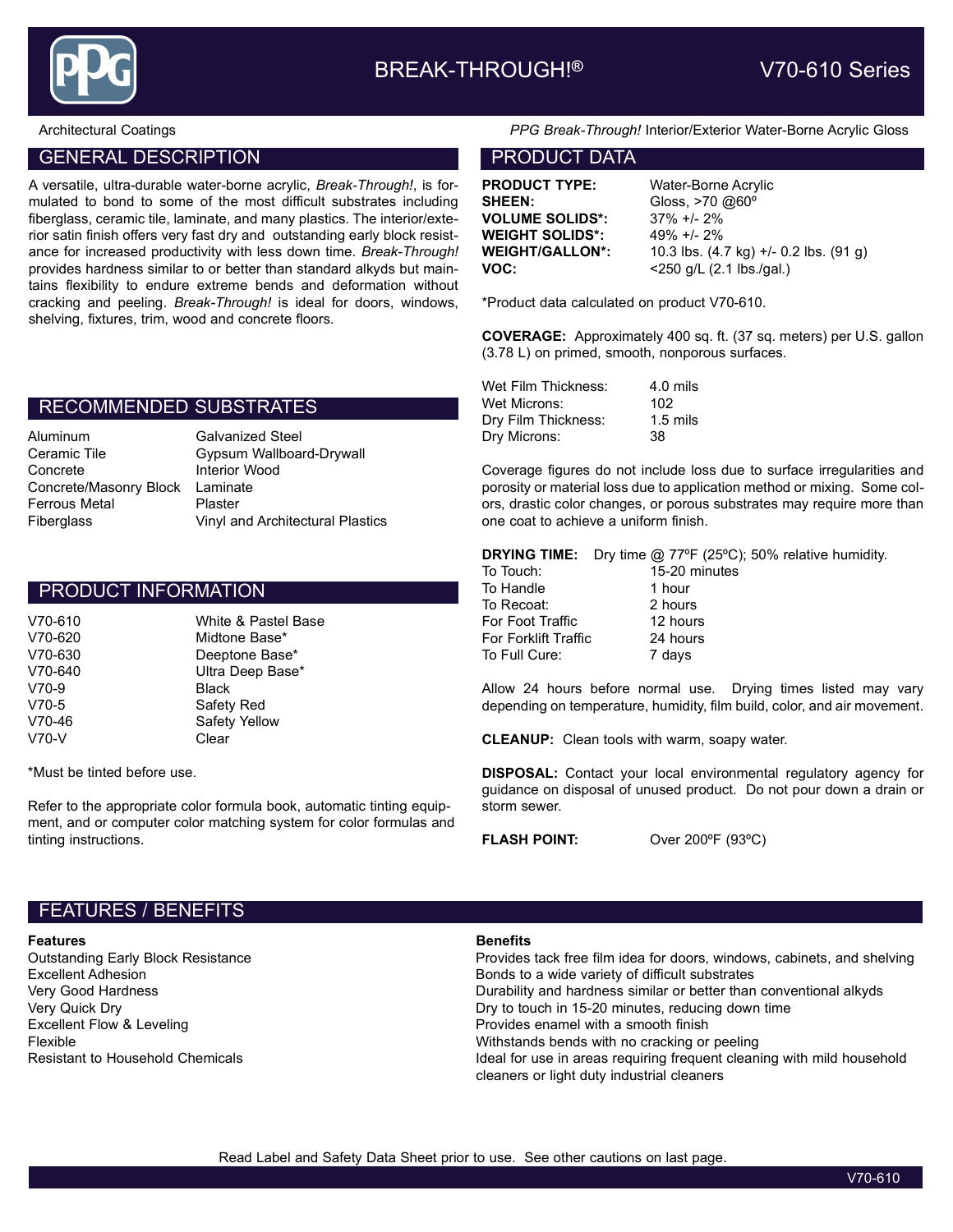# BREAK-THROUGH!® V70-610 Series

Architectural Coatings

*PPG Break-Through!* Interior/Exterior Water-Borne Acrylic Gloss

## GENERAL DESCRIPTION

A versatile, ultra-durable water-borne acrylic, *Break-Through!*, is formulated to bond to some of the most difficult substrates including fiberglass, ceramic tile, laminate, and many plastics. The interior/exterior satin finish offers very fast dry and outstanding early block resistance for increased productivity with less down time. *Break-Through!* provides hardness similar to or better than standard alkyds but maintains flexibility to endure extreme bends and deformation without cracking and peeling. *Break-Through!* is ideal for doors, windows, shelving, fixtures, trim, wood and concrete floors.

## RECOMMENDED SUBSTRATES

| | |
|---|---|
| Aluminum | Galvanized Steel |
| Ceramic Tile | Gypsum Wallboard-Drywall |
| Concrete | Interior Wood |
| Concrete/Masonry Block | Laminate |
| Ferrous Metal | Plaster |
| Fiberglass | Vinyl and Architectural Plastics |

## PRODUCT INFORMATION

| | |
|---|---|
| V70-610 | White & Pastel Base |
| V70-620 | Midtone Base* |
| V70-630 | Deeptone Base* |
| V70-640 | Ultra Deep Base* |
| V70-9 | Black |
| V70-5 | Safety Red |
| V70-46 | Safety Yellow |
| V70-V | Clear |

*Must be tinted before use.

Refer to the appropriate color formula book, automatic tinting equipment, and or computer color matching system for color formulas and tinting instructions.

## PRODUCT DATA

**PRODUCT TYPE:** Water-Borne Acrylic
**SHEEN:** Gloss, >70 @60º
**VOLUME SOLIDS*:** 37% +/- 2%
**WEIGHT SOLIDS*:** 49% +/- 2%
**WEIGHT/GALLON*:** 10.3 lbs. (4.7 kg) +/- 0.2 lbs. (91 g)
**VOC:** <250 g/L (2.1 lbs./gal.)

*Product data calculated on product V70-610.

**COVERAGE:** Approximately 400 sq. ft. (37 sq. meters) per U.S. gallon (3.78 L) on primed, smooth, nonporous surfaces.

| | |
|---|---|
| Wet Film Thickness: | 4.0 mils |
| Wet Microns: | 102 |
| Dry Film Thickness: | 1.5 mils |
| Dry Microns: | 38 |

Coverage figures do not include loss due to surface irregularities and porosity or material loss due to application method or mixing. Some colors, drastic color changes, or porous substrates may require more than one coat to achieve a uniform finish.

**DRYING TIME:** Dry time @ 77ºF (25ºC); 50% relative humidity.

| | |
|---|---|
| To Touch: | 15-20 minutes |
| To Handle | 1 hour |
| To Recoat: | 2 hours |
| For Foot Traffic | 12 hours |
| For Forklift Traffic | 24 hours |
| To Full Cure: | 7 days |

Allow 24 hours before normal use. Drying times listed may vary depending on temperature, humidity, film build, color, and air movement.

**CLEANUP:** Clean tools with warm, soapy water.

**DISPOSAL:** Contact your local environmental regulatory agency for guidance on disposal of unused product. Do not pour down a drain or storm sewer.

**FLASH POINT:** Over 200ºF (93ºC)

## FEATURES / BENEFITS

| Features | Benefits |
|---|---|
| Outstanding Early Block Resistance | Provides tack free film idea for doors, windows, cabinets, and shelving |
| Excellent Adhesion | Bonds to a wide variety of difficult substrates |
| Very Good Hardness | Durability and hardness similar or better than conventional alkyds |
| Very Quick Dry | Dry to touch in 15-20 minutes, reducing down time |
| Excellent Flow & Leveling | Provides enamel with a smooth finish |
| Flexible | Withstands bends with no cracking or peeling |
| Resistant to Household Chemicals | Ideal for use in areas requiring frequent cleaning with mild household cleaners or light duty industrial cleaners |

Read Label and Safety Data Sheet prior to use. See other cautions on last page.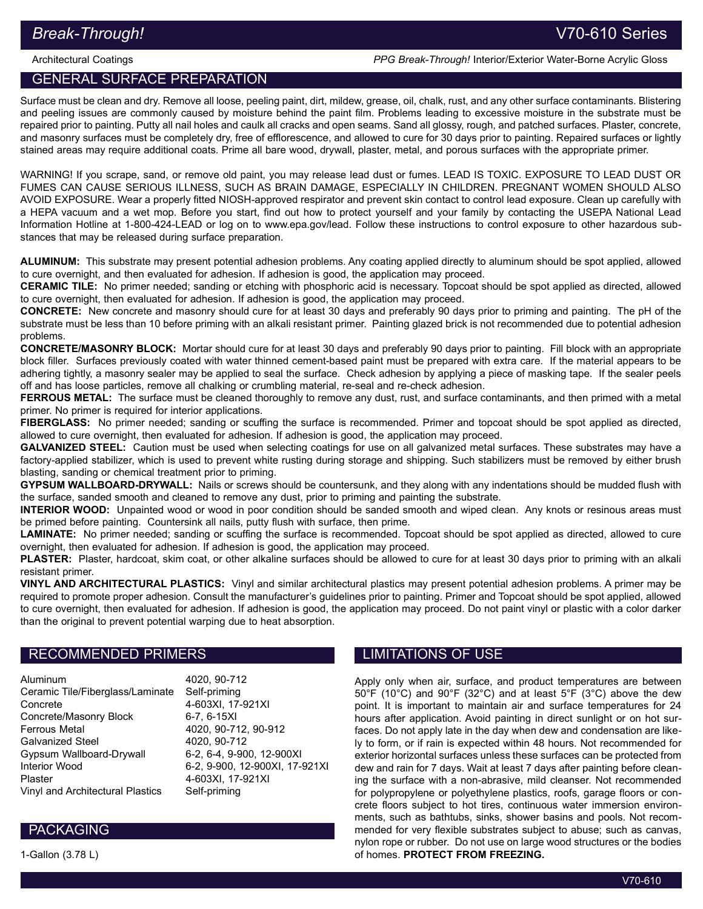## GENERAL SURFACE PREPARATION

Surface must be clean and dry. Remove all loose, peeling paint, dirt, mildew, grease, oil, chalk, rust, and any other surface contaminants. Blistering and peeling issues are commonly caused by moisture behind the paint film. Problems leading to excessive moisture in the substrate must be repaired prior to painting. Putty all nail holes and caulk all cracks and open seams. Sand all glossy, rough, and patched surfaces. Plaster, concrete, and masonry surfaces must be completely dry, free of efflorescence, and allowed to cure for 30 days prior to painting. Repaired surfaces or lightly stained areas may require additional coats. Prime all bare wood, drywall, plaster, metal, and porous surfaces with the appropriate primer.

WARNING! If you scrape, sand, or remove old paint, you may release lead dust or fumes. LEAD IS TOXIC. EXPOSURE TO LEAD DUST OR FUMES CAN CAUSE SERIOUS ILLNESS, SUCH AS BRAIN DAMAGE, ESPECIALLY IN CHILDREN. PREGNANT WOMEN SHOULD ALSO AVOID EXPOSURE. Wear a properly fitted NIOSH-approved respirator and prevent skin contact to control lead exposure. Clean up carefully with a HEPA vacuum and a wet mop. Before you start, find out how to protect yourself and your family by contacting the USEPA National Lead Information Hotline at 1-800-424-LEAD or log on to www.epa.gov/lead. Follow these instructions to control exposure to other hazardous substances that may be released during surface preparation.

**ALUMINUM:** This substrate may present potential adhesion problems. Any coating applied directly to aluminum should be spot applied, allowed to cure overnight, and then evaluated for adhesion. If adhesion is good, the application may proceed.

**CERAMIC TILE:** No primer needed; sanding or etching with phosphoric acid is necessary. Topcoat should be spot applied as directed, allowed to cure overnight, then evaluated for adhesion. If adhesion is good, the application may proceed.

**CONCRETE:** New concrete and masonry should cure for at least 30 days and preferably 90 days prior to priming and painting. The pH of the substrate must be less than 10 before priming with an alkali resistant primer. Painting glazed brick is not recommended due to potential adhesion problems.

**CONCRETE/MASONRY BLOCK:** Mortar should cure for at least 30 days and preferably 90 days prior to painting. Fill block with an appropriate block filler. Surfaces previously coated with water thinned cement-based paint must be prepared with extra care. If the material appears to be adhering tightly, a masonry sealer may be applied to seal the surface. Check adhesion by applying a piece of masking tape. If the sealer peels off and has loose particles, remove all chalking or crumbling material, re-seal and re-check adhesion.

**FERROUS METAL:** The surface must be cleaned thoroughly to remove any dust, rust, and surface contaminants, and then primed with a metal primer. No primer is required for interior applications.

**FIBERGLASS:** No primer needed; sanding or scuffing the surface is recommended. Primer and topcoat should be spot applied as directed, allowed to cure overnight, then evaluated for adhesion. If adhesion is good, the application may proceed.

**GALVANIZED STEEL:** Caution must be used when selecting coatings for use on all galvanized metal surfaces. These substrates may have a factory-applied stabilizer, which is used to prevent white rusting during storage and shipping. Such stabilizers must be removed by either brush blasting, sanding or chemical treatment prior to priming.

**GYPSUM WALLBOARD-DRYWALL:** Nails or screws should be countersunk, and they along with any indentations should be mudded flush with the surface, sanded smooth and cleaned to remove any dust, prior to priming and painting the substrate.

**INTERIOR WOOD:** Unpainted wood or wood in poor condition should be sanded smooth and wiped clean. Any knots or resinous areas must be primed before painting. Countersink all nails, putty flush with surface, then prime.

**LAMINATE:** No primer needed; sanding or scuffing the surface is recommended. Topcoat should be spot applied as directed, allowed to cure overnight, then evaluated for adhesion. If adhesion is good, the application may proceed.

**PLASTER:** Plaster, hardcoat, skim coat, or other alkaline surfaces should be allowed to cure for at least 30 days prior to priming with an alkali resistant primer.

**VINYL AND ARCHITECTURAL PLASTICS:** Vinyl and similar architectural plastics may present potential adhesion problems. A primer may be required to promote proper adhesion. Consult the manufacturer's guidelines prior to painting. Primer and Topcoat should be spot applied, allowed to cure overnight, then evaluated for adhesion. If adhesion is good, the application may proceed. Do not paint vinyl or plastic with a color darker than the original to prevent potential warping due to heat absorption.

## RECOMMENDED PRIMERS

| | |
|---|---|
| Aluminum | 4020, 90-712 |
| Ceramic Tile/Fiberglass/Laminate | Self-priming |
| Concrete | 4-603XI, 17-921XI |
| Concrete/Masonry Block | 6-7, 6-15XI |
| Ferrous Metal | 4020, 90-712, 90-912 |
| Galvanized Steel | 4020, 90-712 |
| Gypsum Wallboard-Drywall | 6-2, 6-4, 9-900, 12-900XI |
| Interior Wood | 6-2, 9-900, 12-900XI, 17-921XI |
| Plaster | 4-603XI, 17-921XI |
| Vinyl and Architectural Plastics | Self-priming |

## PACKAGING

1-Gallon (3.78 L)

## LIMITATIONS OF USE

Apply only when air, surface, and product temperatures are between 50°F (10°C) and 90°F (32°C) and at least 5°F (3°C) above the dew point. It is important to maintain air and surface temperatures for 24 hours after application. Avoid painting in direct sunlight or on hot surfaces. Do not apply late in the day when dew and condensation are likely to form, or if rain is expected within 48 hours. Not recommended for exterior horizontal surfaces unless these surfaces can be protected from dew and rain for 7 days. Wait at least 7 days after painting before cleaning the surface with a non-abrasive, mild cleanser. Not recommended for polypropylene or polyethylene plastics, roofs, garage floors or concrete floors subject to hot tires, continuous water immersion environments, such as bathtubs, sinks, shower basins and pools. Not recommended for very flexible substrates subject to abuse; such as canvas, nylon rope or rubber. Do not use on large wood structures or the bodies of homes. **PROTECT FROM FREEZING.**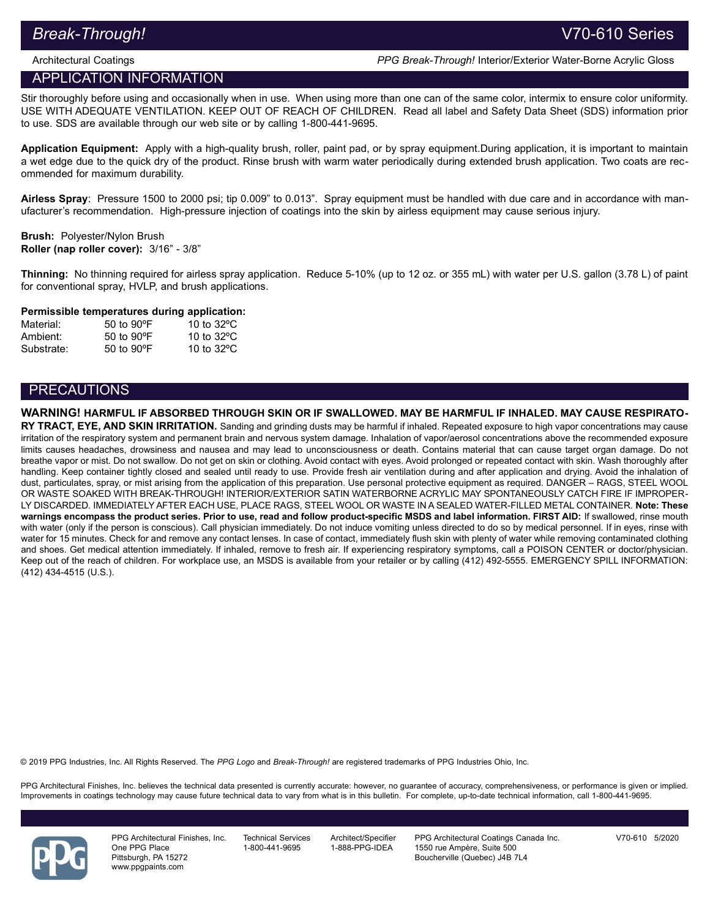## APPLICATION INFORMATION

Stir thoroughly before using and occasionally when in use. When using more than one can of the same color, intermix to ensure color uniformity. USE WITH ADEQUATE VENTILATION. KEEP OUT OF REACH OF CHILDREN. Read all label and Safety Data Sheet (SDS) information prior to use. SDS are available through our web site or by calling 1-800-441-9695.

**Application Equipment:** Apply with a high-quality brush, roller, paint pad, or by spray equipment.During application, it is important to maintain a wet edge due to the quick dry of the product. Rinse brush with warm water periodically during extended brush application. Two coats are recommended for maximum durability.

**Airless Spray**: Pressure 1500 to 2000 psi; tip 0.009" to 0.013". Spray equipment must be handled with due care and in accordance with manufacturer's recommendation. High-pressure injection of coatings into the skin by airless equipment may cause serious injury.

**Brush:** Polyester/Nylon Brush
**Roller (nap roller cover):** 3/16" - 3/8"

**Thinning:** No thinning required for airless spray application. Reduce 5-10% (up to 12 oz. or 355 mL) with water per U.S. gallon (3.78 L) of paint for conventional spray, HVLP, and brush applications.

**Permissible temperatures during application:**

| | | |
|---|---|---|
| Material: | 50 to 90ºF | 10 to 32ºC |
| Ambient: | 50 to 90ºF | 10 to 32ºC |
| Substrate: | 50 to 90ºF | 10 to 32ºC |

## PRECAUTIONS

**WARNING! HARMFUL IF ABSORBED THROUGH SKIN OR IF SWALLOWED. MAY BE HARMFUL IF INHALED. MAY CAUSE RESPIRATORY TRACT, EYE, AND SKIN IRRITATION.** Sanding and grinding dusts may be harmful if inhaled. Repeated exposure to high vapor concentrations may cause irritation of the respiratory system and permanent brain and nervous system damage. Inhalation of vapor/aerosol concentrations above the recommended exposure limits causes headaches, drowsiness and nausea and may lead to unconsciousness or death. Contains material that can cause target organ damage. Do not breathe vapor or mist. Do not swallow. Do not get on skin or clothing. Avoid contact with eyes. Avoid prolonged or repeated contact with skin. Wash thoroughly after handling. Keep container tightly closed and sealed until ready to use. Provide fresh air ventilation during and after application and drying. Avoid the inhalation of dust, particulates, spray, or mist arising from the application of this preparation. Use personal protective equipment as required. DANGER – RAGS, STEEL WOOL OR WASTE SOAKED WITH BREAK-THROUGH! INTERIOR/EXTERIOR SATIN WATERBORNE ACRYLIC MAY SPONTANEOUSLY CATCH FIRE IF IMPROPERLY DISCARDED. IMMEDIATELY AFTER EACH USE, PLACE RAGS, STEEL WOOL OR WASTE IN A SEALED WATER-FILLED METAL CONTAINER. **Note: These warnings encompass the product series. Prior to use, read and follow product-specific MSDS and label information. FIRST AID:** If swallowed, rinse mouth with water (only if the person is conscious). Call physician immediately. Do not induce vomiting unless directed to do so by medical personnel. If in eyes, rinse with water for 15 minutes. Check for and remove any contact lenses. In case of contact, immediately flush skin with plenty of water while removing contaminated clothing and shoes. Get medical attention immediately. If inhaled, remove to fresh air. If experiencing respiratory symptoms, call a POISON CENTER or doctor/physician. Keep out of the reach of children. For workplace use, an MSDS is available from your retailer or by calling (412) 492-5555. EMERGENCY SPILL INFORMATION: (412) 434-4515 (U.S.).

© 2019 PPG Industries, Inc. All Rights Reserved. The *PPG Logo* and *Break-Through!* are registered trademarks of PPG Industries Ohio, Inc.

PPG Architectural Finishes, Inc. believes the technical data presented is currently accurate: however, no guarantee of accuracy, comprehensiveness, or performance is given or implied. Improvements in coatings technology may cause future technical data to vary from what is in this bulletin. For complete, up-to-date technical information, call 1-800-441-9695.

PPG Architectural Finishes, Inc.
One PPG Place
Pittsburgh, PA 15272
www.ppgpaints.com

Technical Services
1-800-441-9695

Architect/Specifier
1-888-PPG-IDEA

PPG Architectural Coatings Canada Inc.
1550 rue Ampère, Suite 500
Boucherville (Quebec) J4B 7L4

V70-610 5/2020